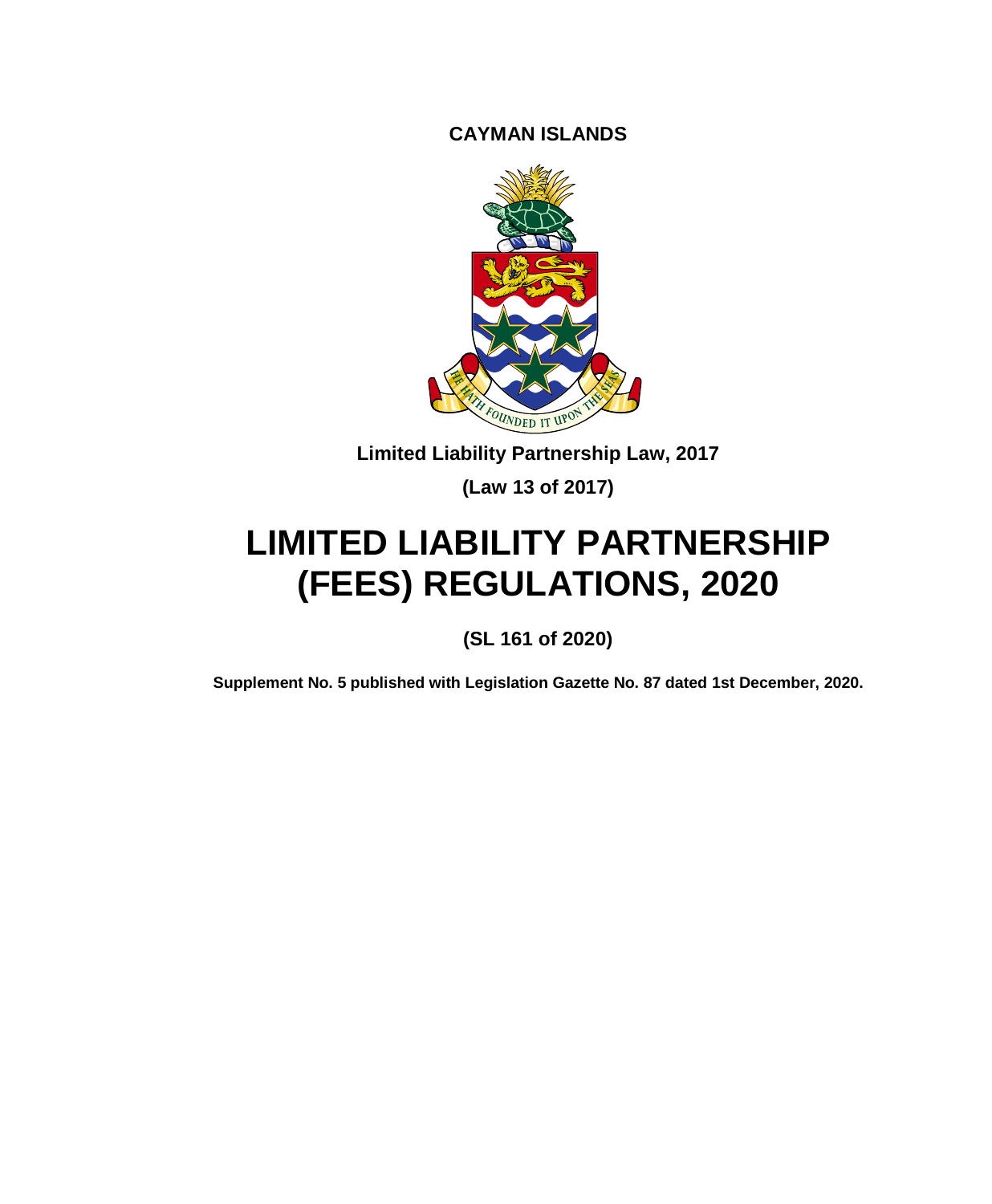**CAYMAN ISLANDS**

**Limited Liability Partnership Law, 2017**

**(Law 13 of 2017)**

# LIMITED LIABILITY PARTNERSHIP (FEES) REGULATIONS, 2020

**(SL 161 of 2020)**

**Supplement No. 5 published with Legislation Gazette No. 87 dated 1st December, 2020.**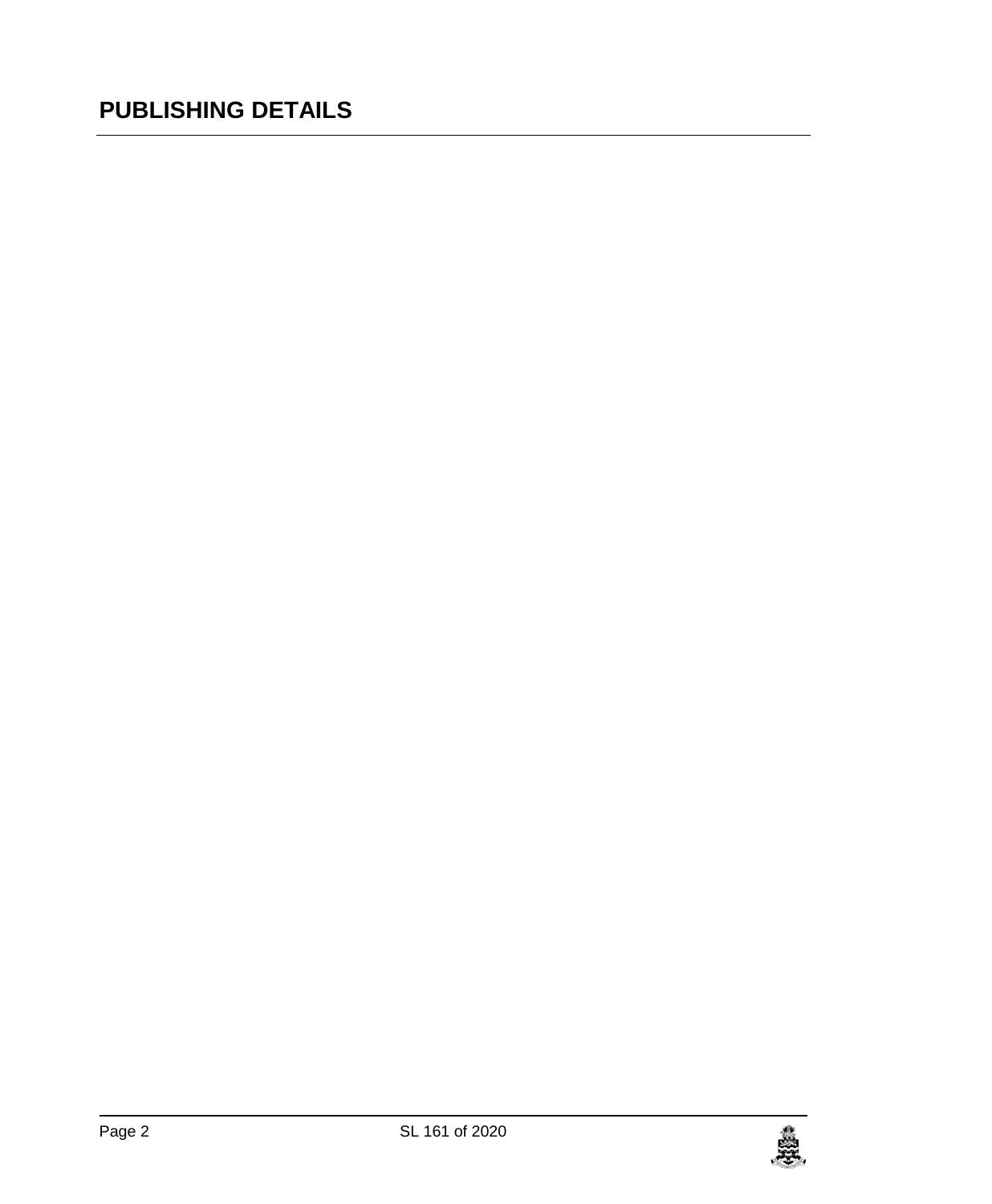# PUBLISHING DETAILS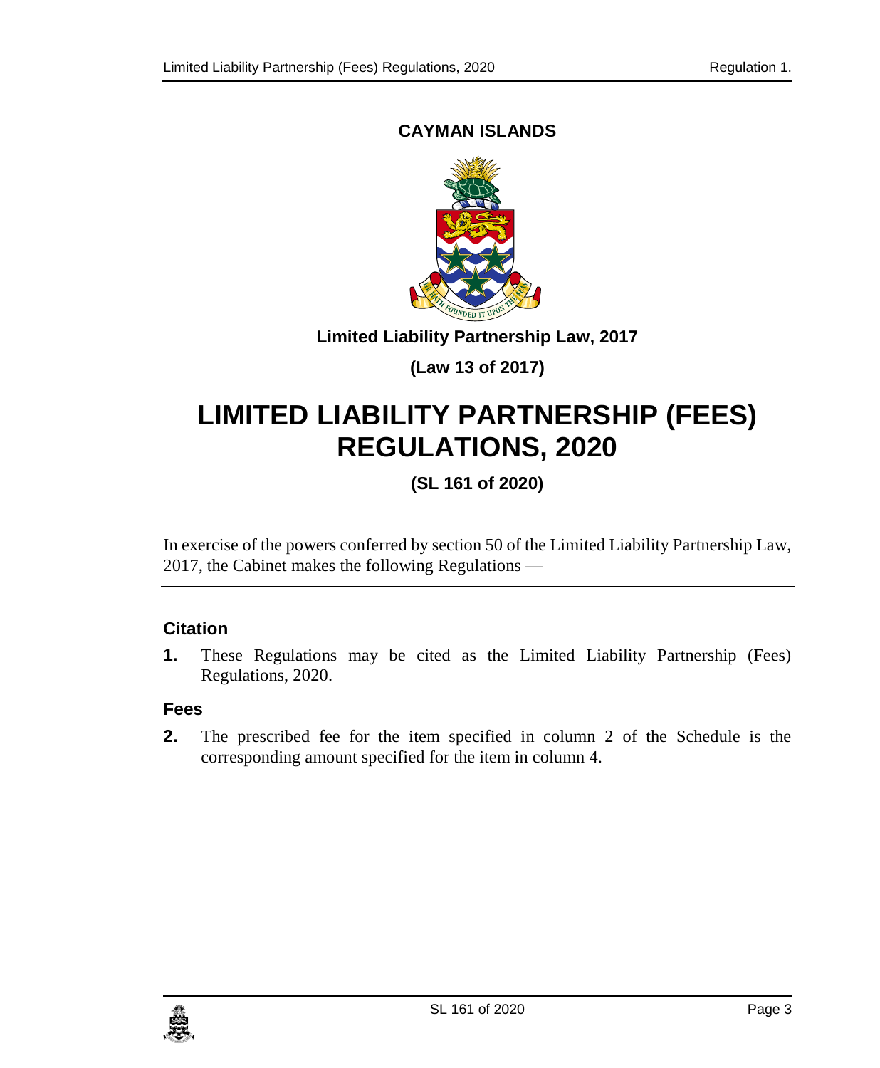**CAYMAN ISLANDS**

**Limited Liability Partnership Law, 2017**

**(Law 13 of 2017)**

# LIMITED LIABILITY PARTNERSHIP (FEES) REGULATIONS, 2020

**(SL 161 of 2020)**

In exercise of the powers conferred by section 50 of the Limited Liability Partnership Law, 2017, the Cabinet makes the following Regulations —

### Citation

**1.** These Regulations may be cited as the Limited Liability Partnership (Fees) Regulations, 2020.

### Fees

**2.** The prescribed fee for the item specified in column 2 of the Schedule is the corresponding amount specified for the item in column 4.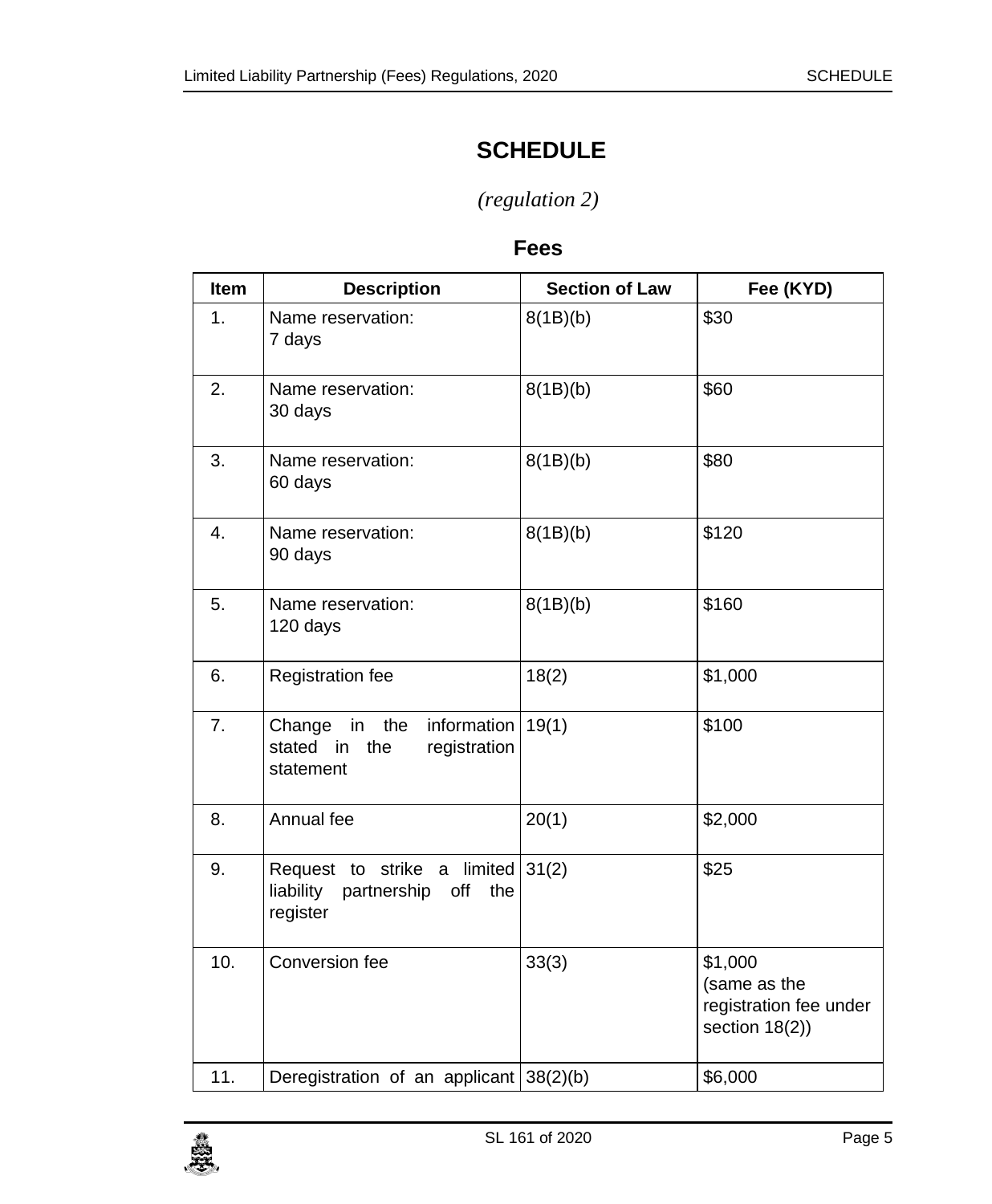# SCHEDULE

*(regulation 2)*

## Fees

| Item | Description | Section of Law | Fee (KYD) |
|---|---|---|---|
| 1. | Name reservation: 7 days | 8(1B)(b) | $30 |
| 2. | Name reservation: 30 days | 8(1B)(b) | $60 |
| 3. | Name reservation: 60 days | 8(1B)(b) | $80 |
| 4. | Name reservation: 90 days | 8(1B)(b) | $120 |
| 5. | Name reservation: 120 days | 8(1B)(b) | $160 |
| 6. | Registration fee | 18(2) | $1,000 |
| 7. | Change in the information stated in the registration statement | 19(1) | $100 |
| 8. | Annual fee | 20(1) | $2,000 |
| 9. | Request to strike a limited liability partnership off the register | 31(2) | $25 |
| 10. | Conversion fee | 33(3) | $1,000 (same as the registration fee under section 18(2)) |
| 11. | Deregistration of an applicant | 38(2)(b) | $6,000 |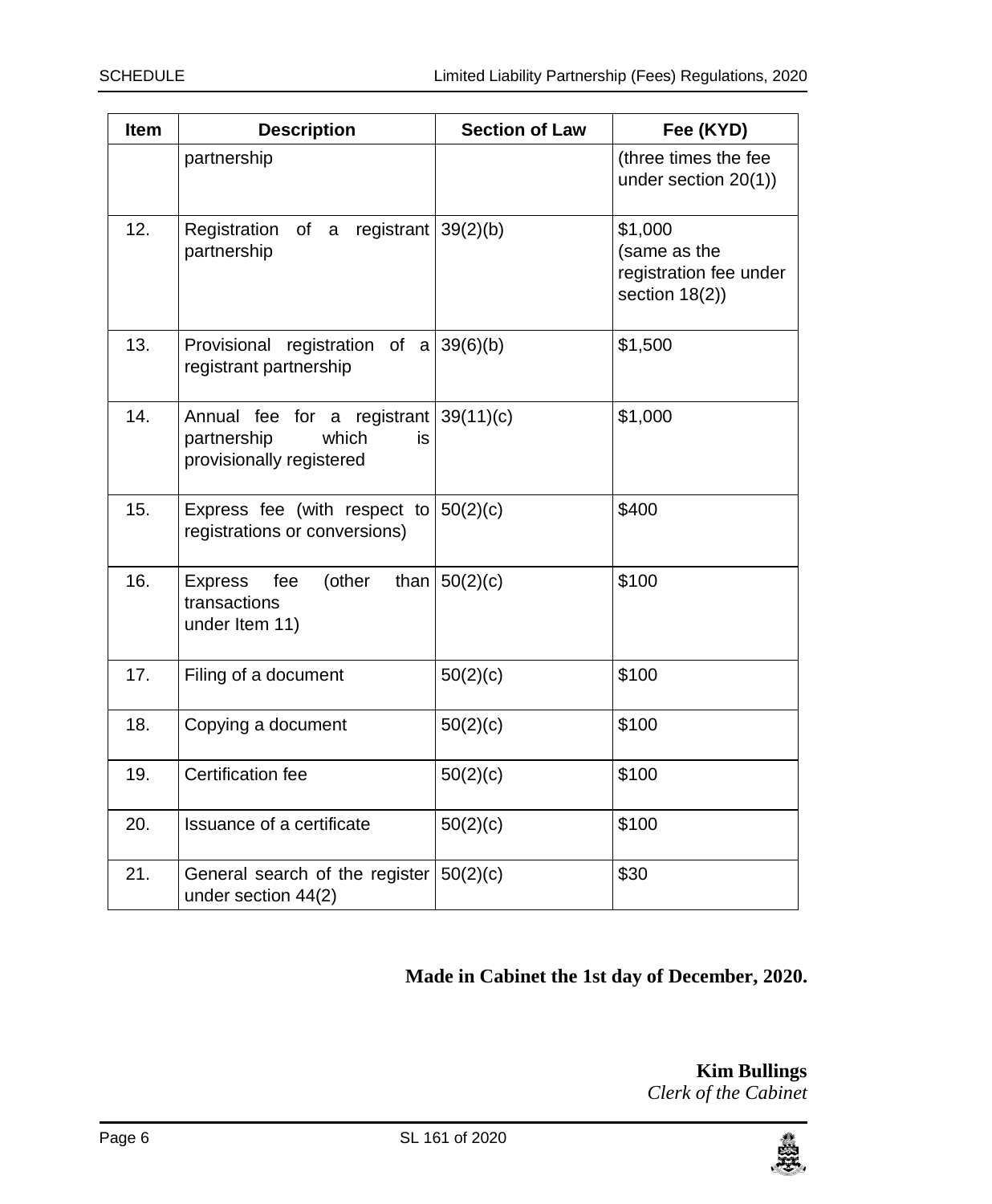| Item | Description | Section of Law | Fee (KYD) |
|---|---|---|---|
| | partnership | | (three times the fee under section 20(1)) |
| 12. | Registration of a registrant partnership | 39(2)(b) | $1,000 (same as the registration fee under section 18(2)) |
| 13. | Provisional registration of a registrant partnership | 39(6)(b) | $1,500 |
| 14. | Annual fee for a registrant partnership which is provisionally registered | 39(11)(c) | $1,000 |
| 15. | Express fee (with respect to registrations or conversions) | 50(2)(c) | $400 |
| 16. | Express fee (other than transactions under Item 11) | 50(2)(c) | $100 |
| 17. | Filing of a document | 50(2)(c) | $100 |
| 18. | Copying a document | 50(2)(c) | $100 |
| 19. | Certification fee | 50(2)(c) | $100 |
| 20. | Issuance of a certificate | 50(2)(c) | $100 |
| 21. | General search of the register under section 44(2) | 50(2)(c) | $30 |

**Made in Cabinet the 1st day of December, 2020.**

**Kim Bullings**
*Clerk of the Cabinet*